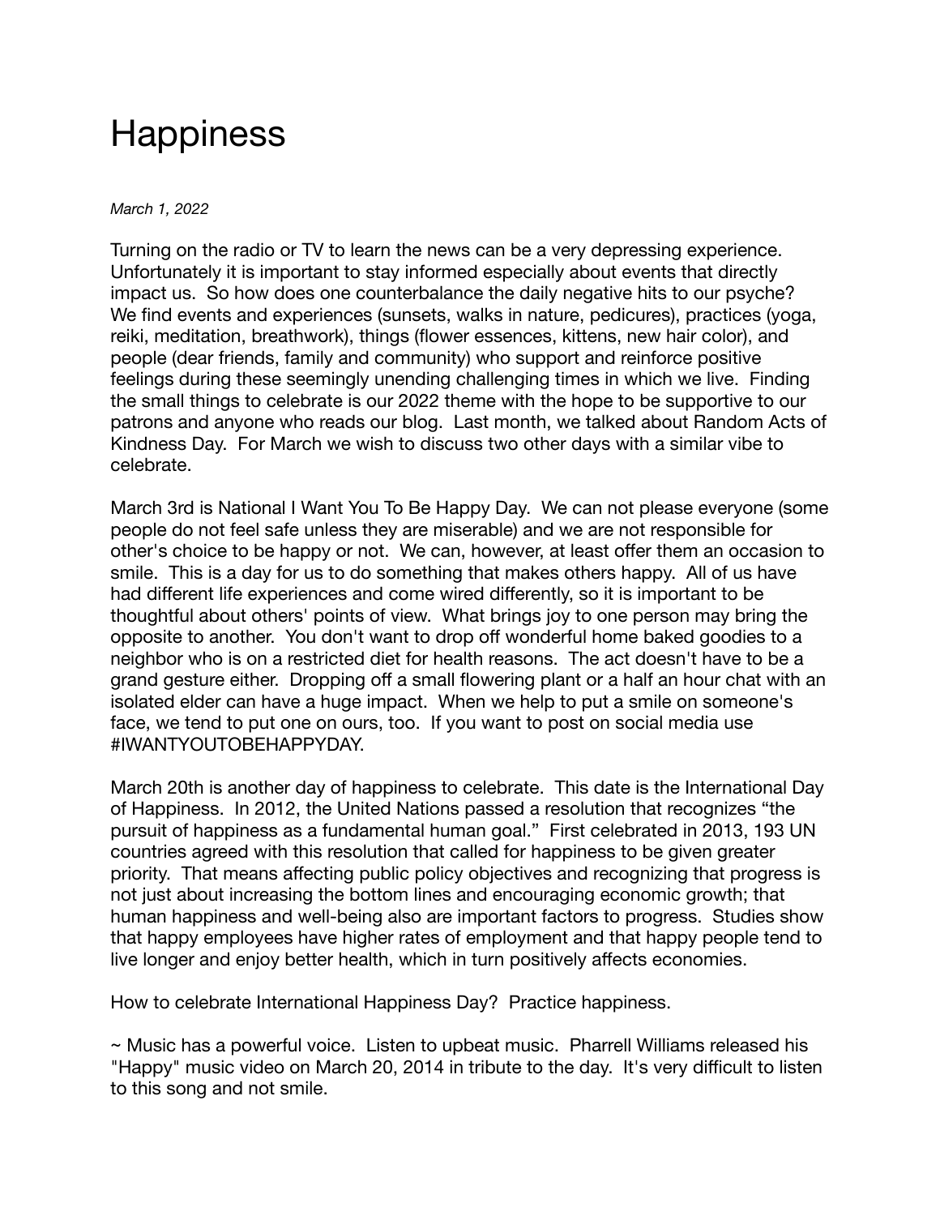# Happiness

*March 1, 2022*

Turning on the radio or TV to learn the news can be a very depressing experience. Unfortunately it is important to stay informed especially about events that directly impact us. So how does one counterbalance the daily negative hits to our psyche? We find events and experiences (sunsets, walks in nature, pedicures), practices (yoga, reiki, meditation, breathwork), things (flower essences, kittens, new hair color), and people (dear friends, family and community) who support and reinforce positive feelings during these seemingly unending challenging times in which we live. Finding the small things to celebrate is our 2022 theme with the hope to be supportive to our patrons and anyone who reads our blog. Last month, we talked about Random Acts of Kindness Day. For March we wish to discuss two other days with a similar vibe to celebrate.

March 3rd is National I Want You To Be Happy Day. We can not please everyone (some people do not feel safe unless they are miserable) and we are not responsible for other's choice to be happy or not. We can, however, at least offer them an occasion to smile. This is a day for us to do something that makes others happy. All of us have had different life experiences and come wired differently, so it is important to be thoughtful about others' points of view. What brings joy to one person may bring the opposite to another. You don't want to drop off wonderful home baked goodies to a neighbor who is on a restricted diet for health reasons. The act doesn't have to be a grand gesture either. Dropping off a small flowering plant or a half an hour chat with an isolated elder can have a huge impact. When we help to put a smile on someone's face, we tend to put one on ours, too. If you want to post on social media use #IWANTYOUTOBEHAPPYDAY.

March 20th is another day of happiness to celebrate. This date is the International Day of Happiness. In 2012, the United Nations passed a resolution that recognizes "the pursuit of happiness as a fundamental human goal." First celebrated in 2013, 193 UN countries agreed with this resolution that called for happiness to be given greater priority. That means affecting public policy objectives and recognizing that progress is not just about increasing the bottom lines and encouraging economic growth; that human happiness and well-being also are important factors to progress. Studies show that happy employees have higher rates of employment and that happy people tend to live longer and enjoy better health, which in turn positively affects economies.

How to celebrate International Happiness Day? Practice happiness.

~ Music has a powerful voice. Listen to upbeat music. Pharrell Williams released his "Happy" music video on March 20, 2014 in tribute to the day. It's very difficult to listen to this song and not smile.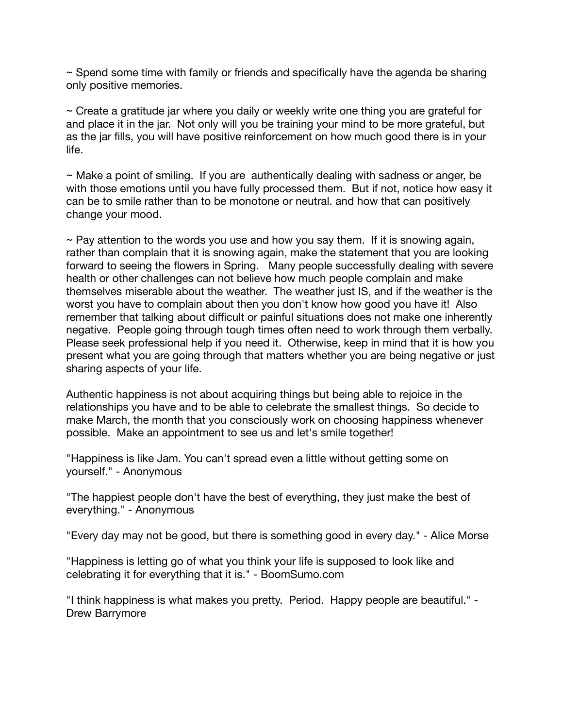~ Spend some time with family or friends and specifically have the agenda be sharing only positive memories.

~ Create a gratitude jar where you daily or weekly write one thing you are grateful for and place it in the jar. Not only will you be training your mind to be more grateful, but as the jar fills, you will have positive reinforcement on how much good there is in your life.

~ Make a point of smiling. If you are authentically dealing with sadness or anger, be with those emotions until you have fully processed them. But if not, notice how easy it can be to smile rather than to be monotone or neutral. and how that can positively change your mood.

~ Pay attention to the words you use and how you say them. If it is snowing again, rather than complain that it is snowing again, make the statement that you are looking forward to seeing the flowers in Spring. Many people successfully dealing with severe health or other challenges can not believe how much people complain and make themselves miserable about the weather. The weather just IS, and if the weather is the worst you have to complain about then you don't know how good you have it! Also remember that talking about difficult or painful situations does not make one inherently negative. People going through tough times often need to work through them verbally. Please seek professional help if you need it. Otherwise, keep in mind that it is how you present what you are going through that matters whether you are being negative or just sharing aspects of your life.

Authentic happiness is not about acquiring things but being able to rejoice in the relationships you have and to be able to celebrate the smallest things. So decide to make March, the month that you consciously work on choosing happiness whenever possible. Make an appointment to see us and let's smile together!

"Happiness is like Jam. You can't spread even a little without getting some on yourself." - Anonymous

"The happiest people don't have the best of everything, they just make the best of everything." - Anonymous

"Every day may not be good, but there is something good in every day." - Alice Morse

"Happiness is letting go of what you think your life is supposed to look like and celebrating it for everything that it is." - BoomSumo.com

"I think happiness is what makes you pretty. Period. Happy people are beautiful." - Drew Barrymore